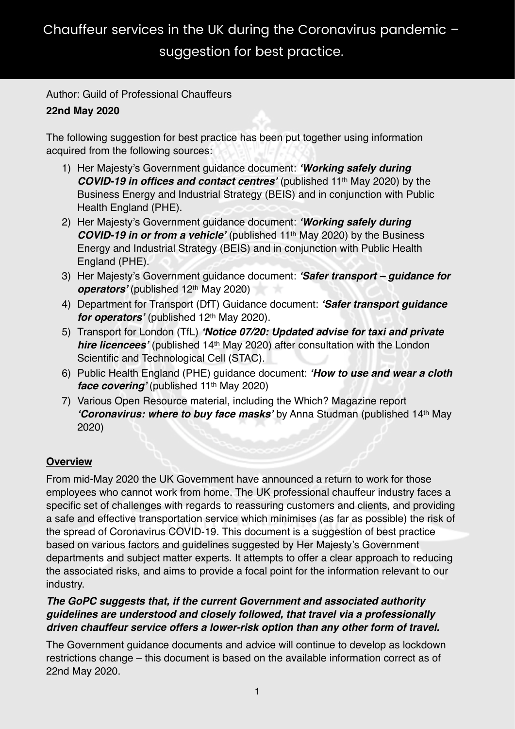# Chauffeur services in the UK during the Coronavirus pandemic – suggestion for best practice.

Author: Guild of Professional Chauffeurs

**22nd May 2020**

The following suggestion for best practice has been put together using information acquired from the following sources:

1) Her Majesty's Government guidance document: ***'Working safely during COVID-19 in offices and contact centres'*** (published 11th May 2020) by the Business Energy and Industrial Strategy (BEIS) and in conjunction with Public Health England (PHE).
2) Her Majesty's Government guidance document: ***'Working safely during COVID-19 in or from a vehicle'*** (published 11th May 2020) by the Business Energy and Industrial Strategy (BEIS) and in conjunction with Public Health England (PHE).
3) Her Majesty's Government guidance document: ***'Safer transport – guidance for operators'*** (published 12th May 2020)
4) Department for Transport (DfT) Guidance document: ***'Safer transport guidance for operators'*** (published 12th May 2020).
5) Transport for London (TfL) ***'Notice 07/20: Updated advise for taxi and private hire licencees'*** (published 14th May 2020) after consultation with the London Scientific and Technological Cell (STAC).
6) Public Health England (PHE) guidance document: ***'How to use and wear a cloth face covering'*** (published 11th May 2020)
7) Various Open Resource material, including the Which? Magazine report ***'Coronavirus: where to buy face masks'*** by Anna Studman (published 14th May 2020)

## Overview

From mid-May 2020 the UK Government have announced a return to work for those employees who cannot work from home. The UK professional chauffeur industry faces a specific set of challenges with regards to reassuring customers and clients, and providing a safe and effective transportation service which minimises (as far as possible) the risk of the spread of Coronavirus COVID-19. This document is a suggestion of best practice based on various factors and guidelines suggested by Her Majesty's Government departments and subject matter experts. It attempts to offer a clear approach to reducing the associated risks, and aims to provide a focal point for the information relevant to our industry.

***The GoPC suggests that, if the current Government and associated authority guidelines are understood and closely followed, that travel via a professionally driven chauffeur service offers a lower-risk option than any other form of travel.***

The Government guidance documents and advice will continue to develop as lockdown restrictions change – this document is based on the available information correct as of 22nd May 2020.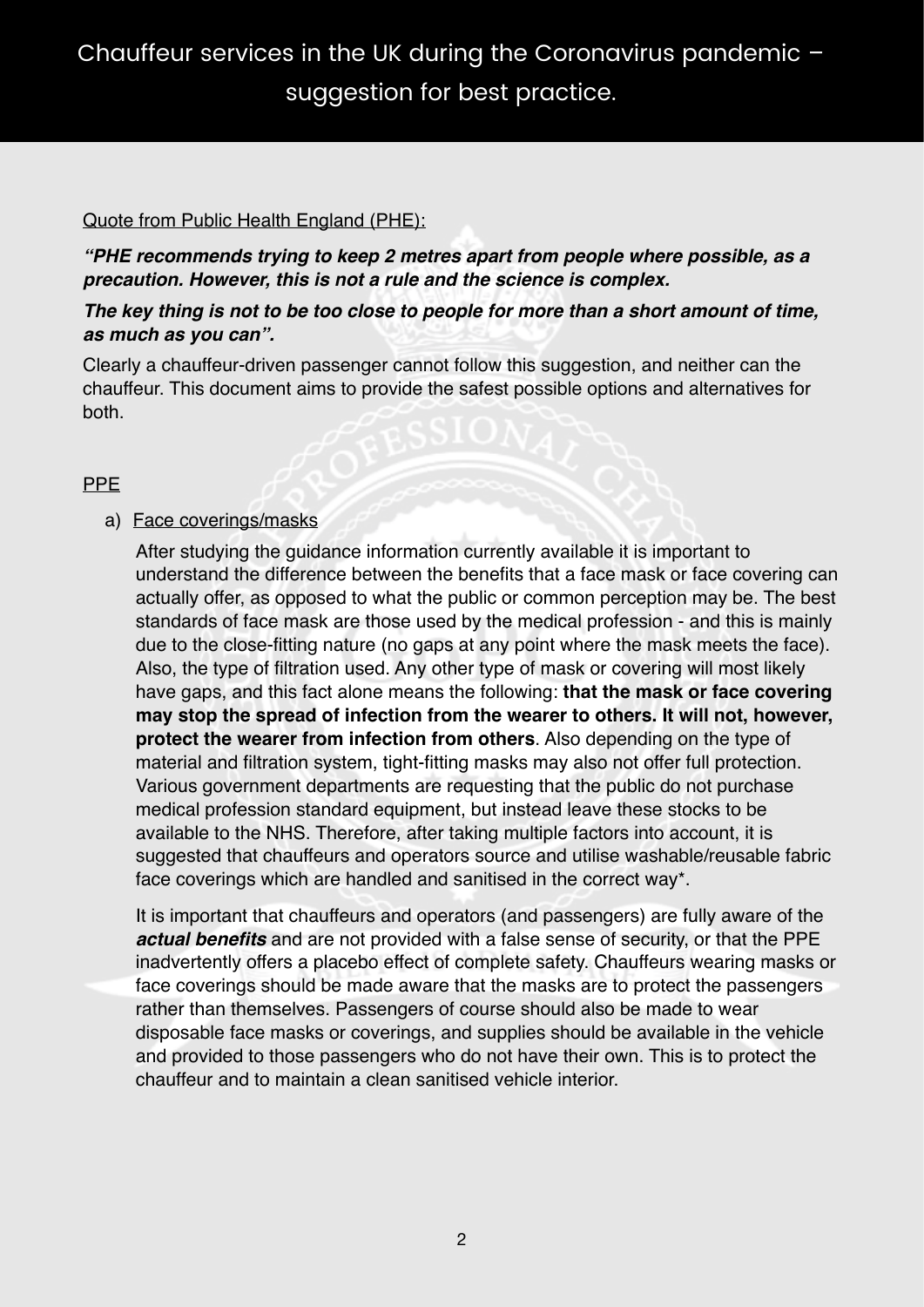# Chauffeur services in the UK during the Coronavirus pandemic – suggestion for best practice.

Quote from Public Health England (PHE):

***"PHE recommends trying to keep 2 metres apart from people where possible, as a precaution. However, this is not a rule and the science is complex.***

***The key thing is not to be too close to people for more than a short amount of time, as much as you can".***

Clearly a chauffeur-driven passenger cannot follow this suggestion, and neither can the chauffeur. This document aims to provide the safest possible options and alternatives for both.

## PPE

a) Face coverings/masks

After studying the guidance information currently available it is important to understand the difference between the benefits that a face mask or face covering can actually offer, as opposed to what the public or common perception may be. The best standards of face mask are those used by the medical profession - and this is mainly due to the close-fitting nature (no gaps at any point where the mask meets the face). Also, the type of filtration used. Any other type of mask or covering will most likely have gaps, and this fact alone means the following: **that the mask or face covering may stop the spread of infection from the wearer to others. It will not, however, protect the wearer from infection from others**. Also depending on the type of material and filtration system, tight-fitting masks may also not offer full protection. Various government departments are requesting that the public do not purchase medical profession standard equipment, but instead leave these stocks to be available to the NHS. Therefore, after taking multiple factors into account, it is suggested that chauffeurs and operators source and utilise washable/reusable fabric face coverings which are handled and sanitised in the correct way*.

It is important that chauffeurs and operators (and passengers) are fully aware of the ***actual benefits*** and are not provided with a false sense of security, or that the PPE inadvertently offers a placebo effect of complete safety. Chauffeurs wearing masks or face coverings should be made aware that the masks are to protect the passengers rather than themselves. Passengers of course should also be made to wear disposable face masks or coverings, and supplies should be available in the vehicle and provided to those passengers who do not have their own. This is to protect the chauffeur and to maintain a clean sanitised vehicle interior.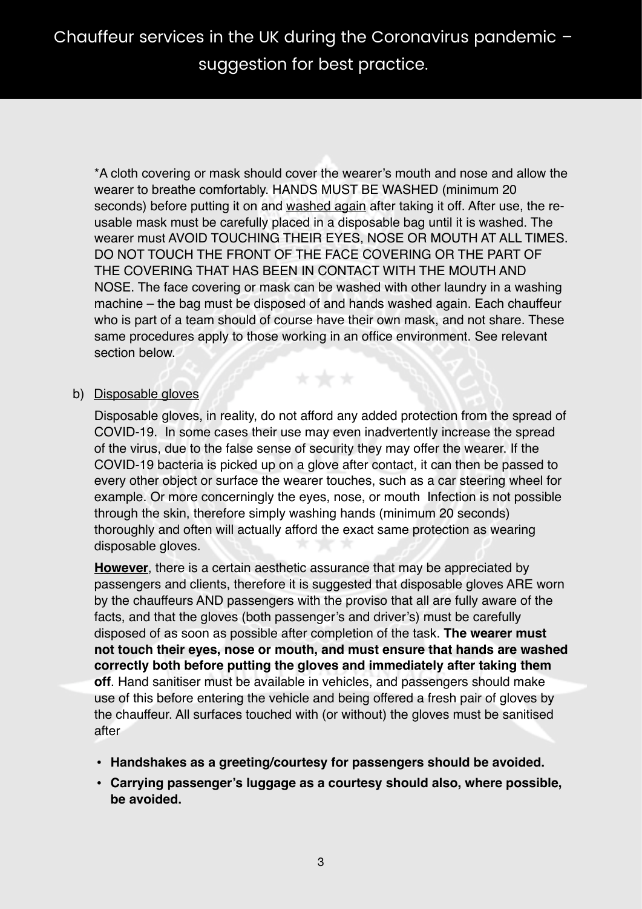*A cloth covering or mask should cover the wearer's mouth and nose and allow the wearer to breathe comfortably. HANDS MUST BE WASHED (minimum 20 seconds) before putting it on and washed again after taking it off. After use, the re-usable mask must be carefully placed in a disposable bag until it is washed. The wearer must AVOID TOUCHING THEIR EYES, NOSE OR MOUTH AT ALL TIMES. DO NOT TOUCH THE FRONT OF THE FACE COVERING OR THE PART OF THE COVERING THAT HAS BEEN IN CONTACT WITH THE MOUTH AND NOSE. The face covering or mask can be washed with other laundry in a washing machine – the bag must be disposed of and hands washed again. Each chauffeur who is part of a team should of course have their own mask, and not share. These same procedures apply to those working in an office environment. See relevant section below.

b) Disposable gloves

Disposable gloves, in reality, do not afford any added protection from the spread of COVID-19. In some cases their use may even inadvertently increase the spread of the virus, due to the false sense of security they may offer the wearer. If the COVID-19 bacteria is picked up on a glove after contact, it can then be passed to every other object or surface the wearer touches, such as a car steering wheel for example. Or more concerningly the eyes, nose, or mouth Infection is not possible through the skin, therefore simply washing hands (minimum 20 seconds) thoroughly and often will actually afford the exact same protection as wearing disposable gloves.

**However**, there is a certain aesthetic assurance that may be appreciated by passengers and clients, therefore it is suggested that disposable gloves ARE worn by the chauffeurs AND passengers with the proviso that all are fully aware of the facts, and that the gloves (both passenger's and driver's) must be carefully disposed of as soon as possible after completion of the task. **The wearer must not touch their eyes, nose or mouth, and must ensure that hands are washed correctly both before putting the gloves and immediately after taking them off**. Hand sanitiser must be available in vehicles, and passengers should make use of this before entering the vehicle and being offered a fresh pair of gloves by the chauffeur. All surfaces touched with (or without) the gloves must be sanitised after

- **Handshakes as a greeting/courtesy for passengers should be avoided.**
- **Carrying passenger's luggage as a courtesy should also, where possible, be avoided.**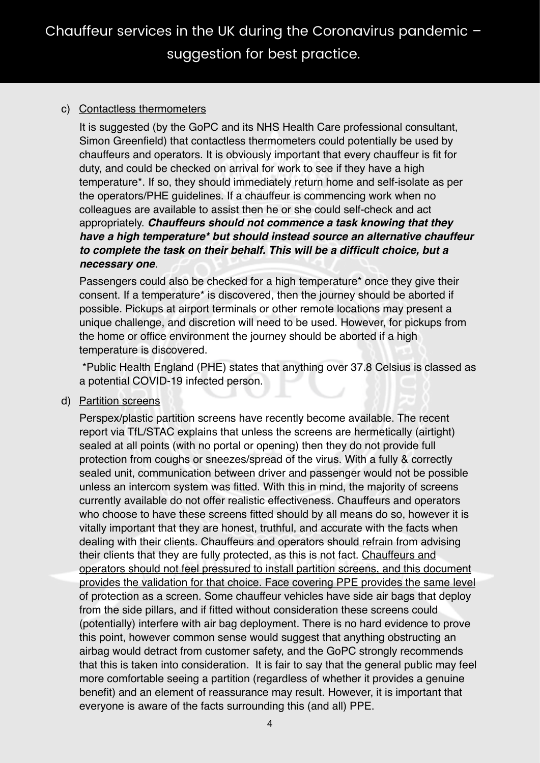c) <u>Contactless thermometers</u>

It is suggested (by the GoPC and its NHS Health Care professional consultant, Simon Greenfield) that contactless thermometers could potentially be used by chauffeurs and operators. It is obviously important that every chauffeur is fit for duty, and could be checked on arrival for work to see if they have a high temperature*. If so, they should immediately return home and self-isolate as per the operators/PHE guidelines. If a chauffeur is commencing work when no colleagues are available to assist then he or she could self-check and act appropriately. ***Chauffeurs should not commence a task knowing that they have a high temperature* but should instead source an alternative chauffeur to complete the task on their behalf. This will be a difficult choice, but a necessary one***.

Passengers could also be checked for a high temperature* once they give their consent. If a temperature* is discovered, then the journey should be aborted if possible. Pickups at airport terminals or other remote locations may present a unique challenge, and discretion will need to be used. However, for pickups from the home or office environment the journey should be aborted if a high temperature is discovered.

*Public Health England (PHE) states that anything over 37.8 Celsius is classed as a potential COVID-19 infected person.

d) <u>Partition screens</u>

Perspex/plastic partition screens have recently become available. The recent report via TfL/STAC explains that unless the screens are hermetically (airtight) sealed at all points (with no portal or opening) then they do not provide full protection from coughs or sneezes/spread of the virus. With a fully & correctly sealed unit, communication between driver and passenger would not be possible unless an intercom system was fitted. With this in mind, the majority of screens currently available do not offer realistic effectiveness. Chauffeurs and operators who choose to have these screens fitted should by all means do so, however it is vitally important that they are honest, truthful, and accurate with the facts when dealing with their clients. Chauffeurs and operators should refrain from advising their clients that they are fully protected, as this is not fact. <u>Chauffeurs and operators should not feel pressured to install partition screens, and this document provides the validation for that choice. Face covering PPE provides the same level of protection as a screen.</u> Some chauffeur vehicles have side air bags that deploy from the side pillars, and if fitted without consideration these screens could (potentially) interfere with air bag deployment. There is no hard evidence to prove this point, however common sense would suggest that anything obstructing an airbag would detract from customer safety, and the GoPC strongly recommends that this is taken into consideration. It is fair to say that the general public may feel more comfortable seeing a partition (regardless of whether it provides a genuine benefit) and an element of reassurance may result. However, it is important that everyone is aware of the facts surrounding this (and all) PPE.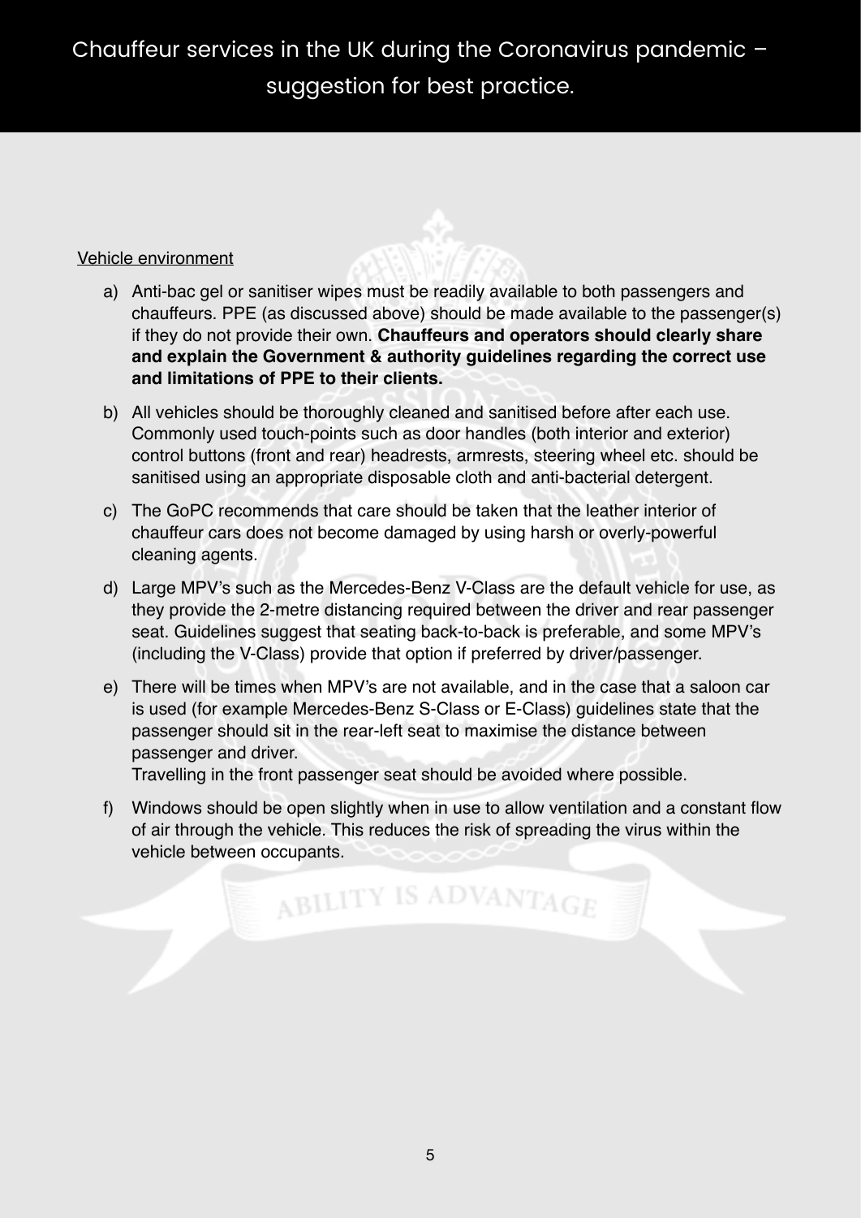Chauffeur services in the UK during the Coronavirus pandemic – suggestion for best practice.

Vehicle environment

a) Anti-bac gel or sanitiser wipes must be readily available to both passengers and chauffeurs. PPE (as discussed above) should be made available to the passenger(s) if they do not provide their own. **Chauffeurs and operators should clearly share and explain the Government & authority guidelines regarding the correct use and limitations of PPE to their clients.**

b) All vehicles should be thoroughly cleaned and sanitised before after each use. Commonly used touch-points such as door handles (both interior and exterior) control buttons (front and rear) headrests, armrests, steering wheel etc. should be sanitised using an appropriate disposable cloth and anti-bacterial detergent.

c) The GoPC recommends that care should be taken that the leather interior of chauffeur cars does not become damaged by using harsh or overly-powerful cleaning agents.

d) Large MPV's such as the Mercedes-Benz V-Class are the default vehicle for use, as they provide the 2-metre distancing required between the driver and rear passenger seat. Guidelines suggest that seating back-to-back is preferable, and some MPV's (including the V-Class) provide that option if preferred by driver/passenger.

e) There will be times when MPV's are not available, and in the case that a saloon car is used (for example Mercedes-Benz S-Class or E-Class) guidelines state that the passenger should sit in the rear-left seat to maximise the distance between passenger and driver.
Travelling in the front passenger seat should be avoided where possible.

f) Windows should be open slightly when in use to allow ventilation and a constant flow of air through the vehicle. This reduces the risk of spreading the virus within the vehicle between occupants.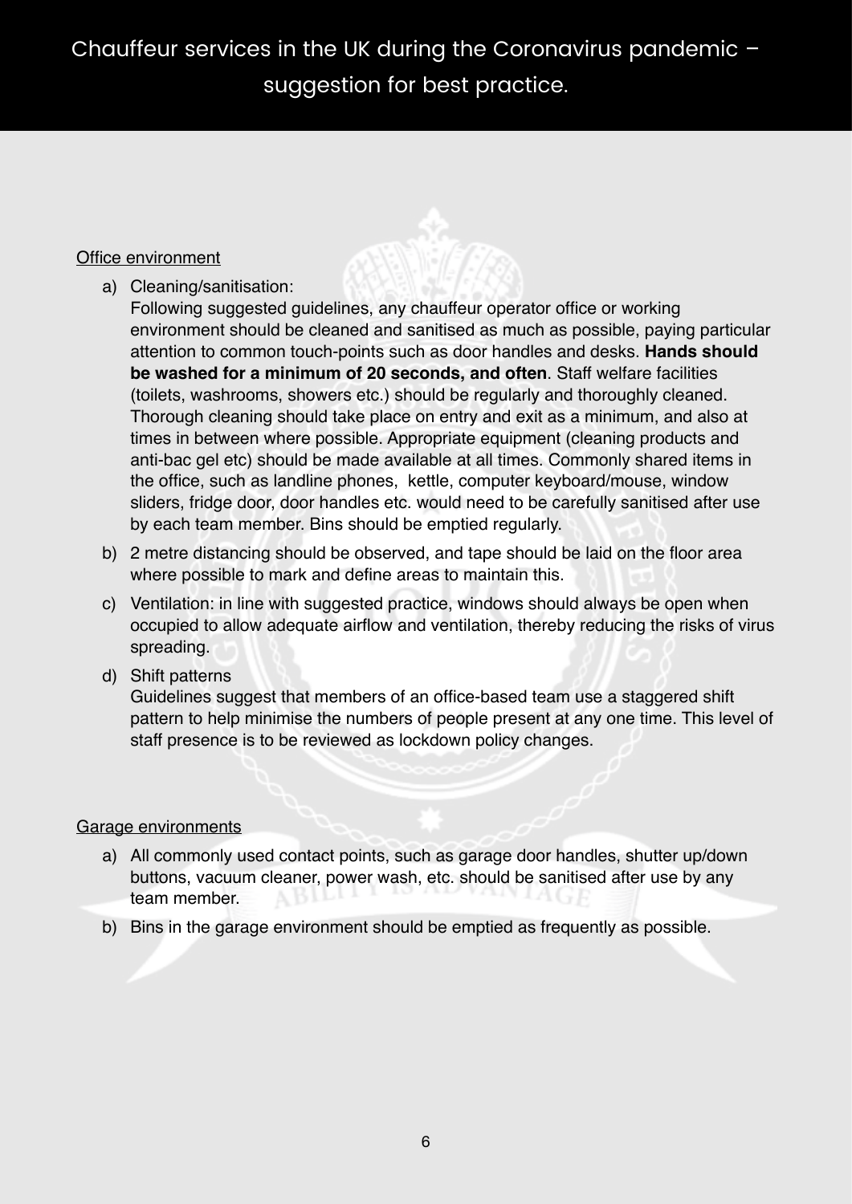# Chauffeur services in the UK during the Coronavirus pandemic – suggestion for best practice.

Office environment

a) Cleaning/sanitisation:
   Following suggested guidelines, any chauffeur operator office or working environment should be cleaned and sanitised as much as possible, paying particular attention to common touch-points such as door handles and desks. **Hands should be washed for a minimum of 20 seconds, and often**. Staff welfare facilities (toilets, washrooms, showers etc.) should be regularly and thoroughly cleaned. Thorough cleaning should take place on entry and exit as a minimum, and also at times in between where possible. Appropriate equipment (cleaning products and anti-bac gel etc) should be made available at all times. Commonly shared items in the office, such as landline phones, kettle, computer keyboard/mouse, window sliders, fridge door, door handles etc. would need to be carefully sanitised after use by each team member. Bins should be emptied regularly.

b) 2 metre distancing should be observed, and tape should be laid on the floor area where possible to mark and define areas to maintain this.

c) Ventilation: in line with suggested practice, windows should always be open when occupied to allow adequate airflow and ventilation, thereby reducing the risks of virus spreading.

d) Shift patterns
   Guidelines suggest that members of an office-based team use a staggered shift pattern to help minimise the numbers of people present at any one time. This level of staff presence is to be reviewed as lockdown policy changes.

Garage environments

a) All commonly used contact points, such as garage door handles, shutter up/down buttons, vacuum cleaner, power wash, etc. should be sanitised after use by any team member.

b) Bins in the garage environment should be emptied as frequently as possible.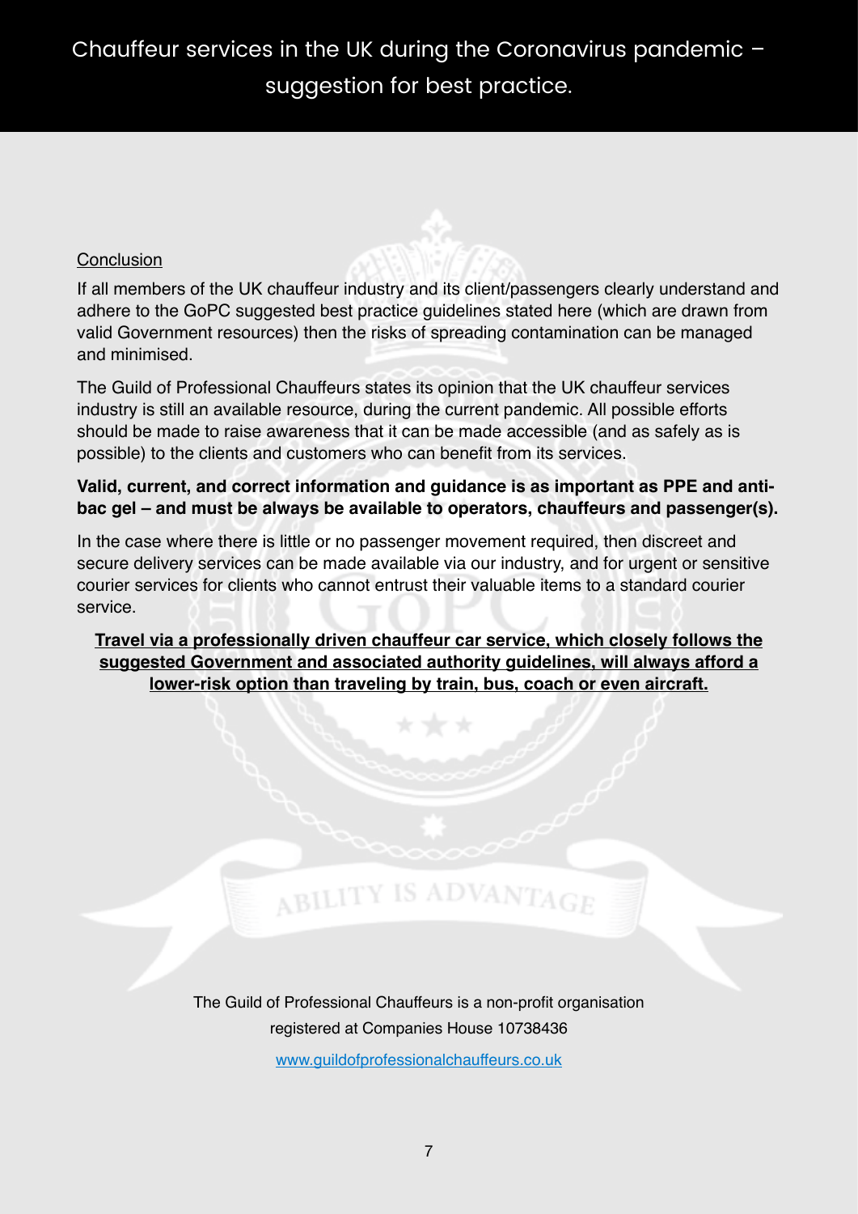## Conclusion

If all members of the UK chauffeur industry and its client/passengers clearly understand and adhere to the GoPC suggested best practice guidelines stated here (which are drawn from valid Government resources) then the risks of spreading contamination can be managed and minimised.

The Guild of Professional Chauffeurs states its opinion that the UK chauffeur services industry is still an available resource, during the current pandemic. All possible efforts should be made to raise awareness that it can be made accessible (and as safely as is possible) to the clients and customers who can benefit from its services.

**Valid, current, and correct information and guidance is as important as PPE and anti-bac gel – and must be always be available to operators, chauffeurs and passenger(s).**

In the case where there is little or no passenger movement required, then discreet and secure delivery services can be made available via our industry, and for urgent or sensitive courier services for clients who cannot entrust their valuable items to a standard courier service.

**Travel via a professionally driven chauffeur car service, which closely follows the suggested Government and associated authority guidelines, will always afford a lower-risk option than traveling by train, bus, coach or even aircraft.**

The Guild of Professional Chauffeurs is a non-profit organisation registered at Companies House 10738436

www.guildofprofessionalchauffeurs.co.uk